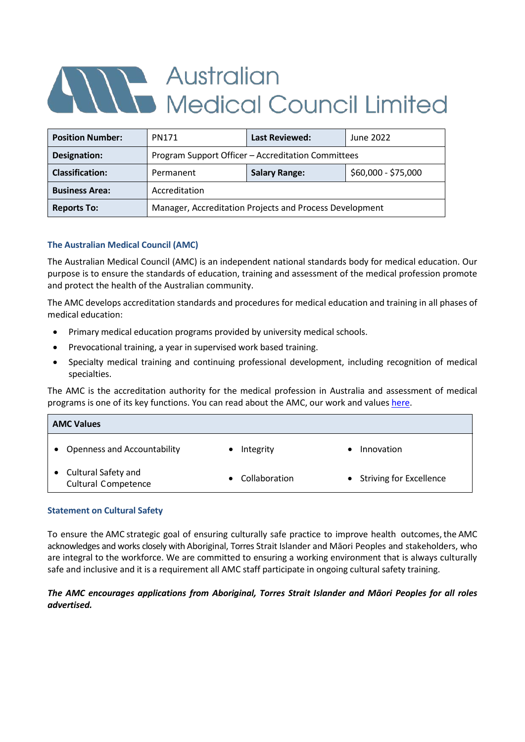# Australian Medical Council Limited

| Position Number: | PN171 | Last Reviewed: | June 2022 |
|---|---|---|---|
| Designation: | Program Support Officer – Accreditation Committees | | |
| Classification: | Permanent | Salary Range: | $60,000 - $75,000 |
| Business Area: | Accreditation | | |
| Reports To: | Manager, Accreditation Projects and Process Development | | |

### The Australian Medical Council (AMC)

The Australian Medical Council (AMC) is an independent national standards body for medical education. Our purpose is to ensure the standards of education, training and assessment of the medical profession promote and protect the health of the Australian community.

The AMC develops accreditation standards and procedures for medical education and training in all phases of medical education:

- Primary medical education programs provided by university medical schools.
- Prevocational training, a year in supervised work based training.
- Specialty medical training and continuing professional development, including recognition of medical specialties.

The AMC is the accreditation authority for the medical profession in Australia and assessment of medical programs is one of its key functions. You can read about the AMC, our work and values here.

| AMC Values | | |
|---|---|---|
| • Openness and Accountability | • Integrity | • Innovation |
| • Cultural Safety and Cultural Competence | • Collaboration | • Striving for Excellence |

### Statement on Cultural Safety

To ensure the AMC strategic goal of ensuring culturally safe practice to improve health outcomes, the AMC acknowledges and works closely with Aboriginal, Torres Strait Islander and Māori Peoples and stakeholders, who are integral to the workforce. We are committed to ensuring a working environment that is always culturally safe and inclusive and it is a requirement all AMC staff participate in ongoing cultural safety training.

***The AMC encourages applications from Aboriginal, Torres Strait Islander and Māori Peoples for all roles advertised.***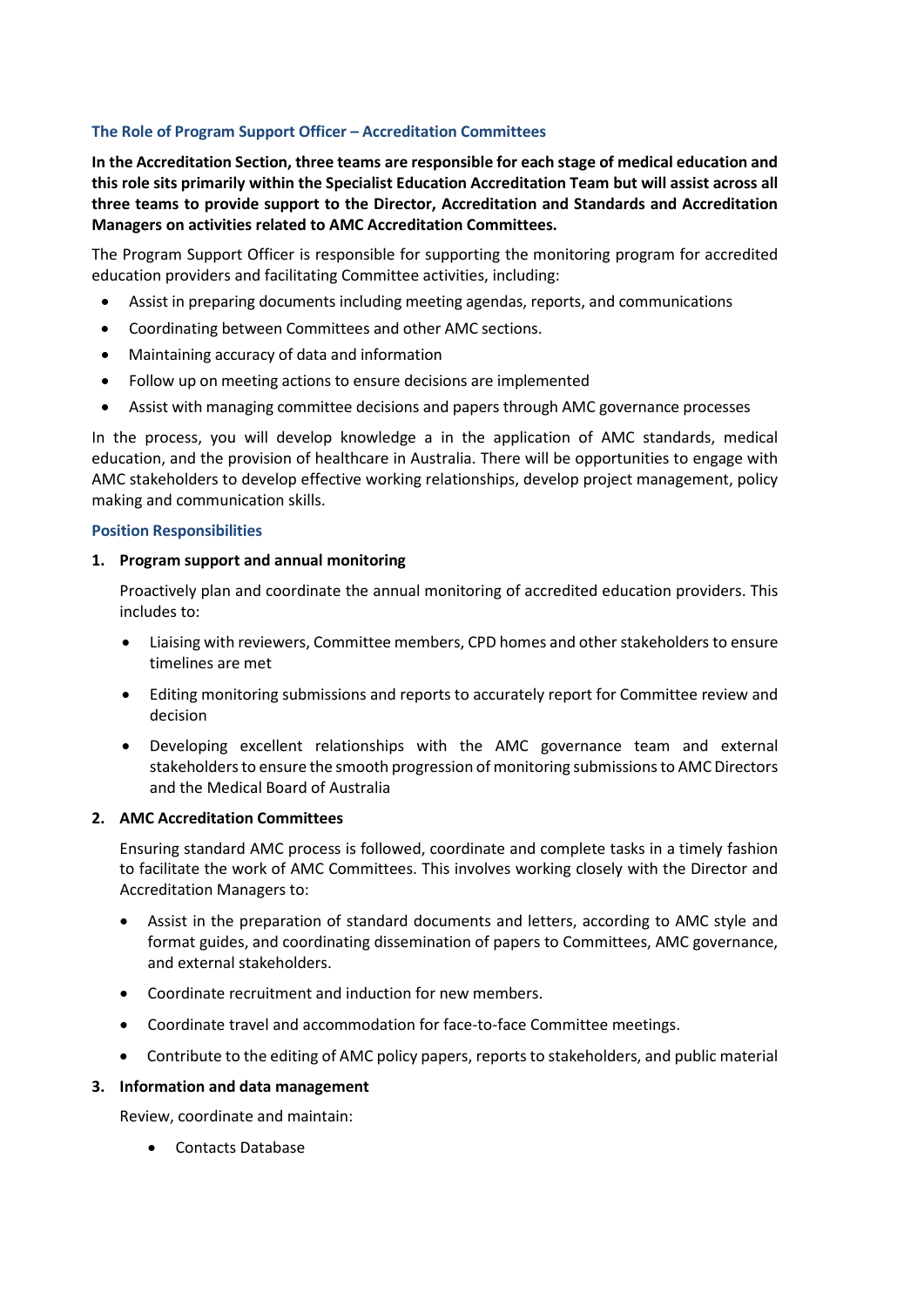### The Role of Program Support Officer – Accreditation Committees

**In the Accreditation Section, three teams are responsible for each stage of medical education and this role sits primarily within the Specialist Education Accreditation Team but will assist across all three teams to provide support to the Director, Accreditation and Standards and Accreditation Managers on activities related to AMC Accreditation Committees.**

The Program Support Officer is responsible for supporting the monitoring program for accredited education providers and facilitating Committee activities, including:

- Assist in preparing documents including meeting agendas, reports, and communications
- Coordinating between Committees and other AMC sections.
- Maintaining accuracy of data and information
- Follow up on meeting actions to ensure decisions are implemented
- Assist with managing committee decisions and papers through AMC governance processes

In the process, you will develop knowledge a in the application of AMC standards, medical education, and the provision of healthcare in Australia. There will be opportunities to engage with AMC stakeholders to develop effective working relationships, develop project management, policy making and communication skills.

### Position Responsibilities

1. **Program support and annual monitoring**

   Proactively plan and coordinate the annual monitoring of accredited education providers. This includes to:

   - Liaising with reviewers, Committee members, CPD homes and other stakeholders to ensure timelines are met
   - Editing monitoring submissions and reports to accurately report for Committee review and decision
   - Developing excellent relationships with the AMC governance team and external stakeholders to ensure the smooth progression of monitoring submissions to AMC Directors and the Medical Board of Australia

2. **AMC Accreditation Committees**

   Ensuring standard AMC process is followed, coordinate and complete tasks in a timely fashion to facilitate the work of AMC Committees. This involves working closely with the Director and Accreditation Managers to:

   - Assist in the preparation of standard documents and letters, according to AMC style and format guides, and coordinating dissemination of papers to Committees, AMC governance, and external stakeholders.
   - Coordinate recruitment and induction for new members.
   - Coordinate travel and accommodation for face-to-face Committee meetings.
   - Contribute to the editing of AMC policy papers, reports to stakeholders, and public material

3. **Information and data management**

   Review, coordinate and maintain:

   - Contacts Database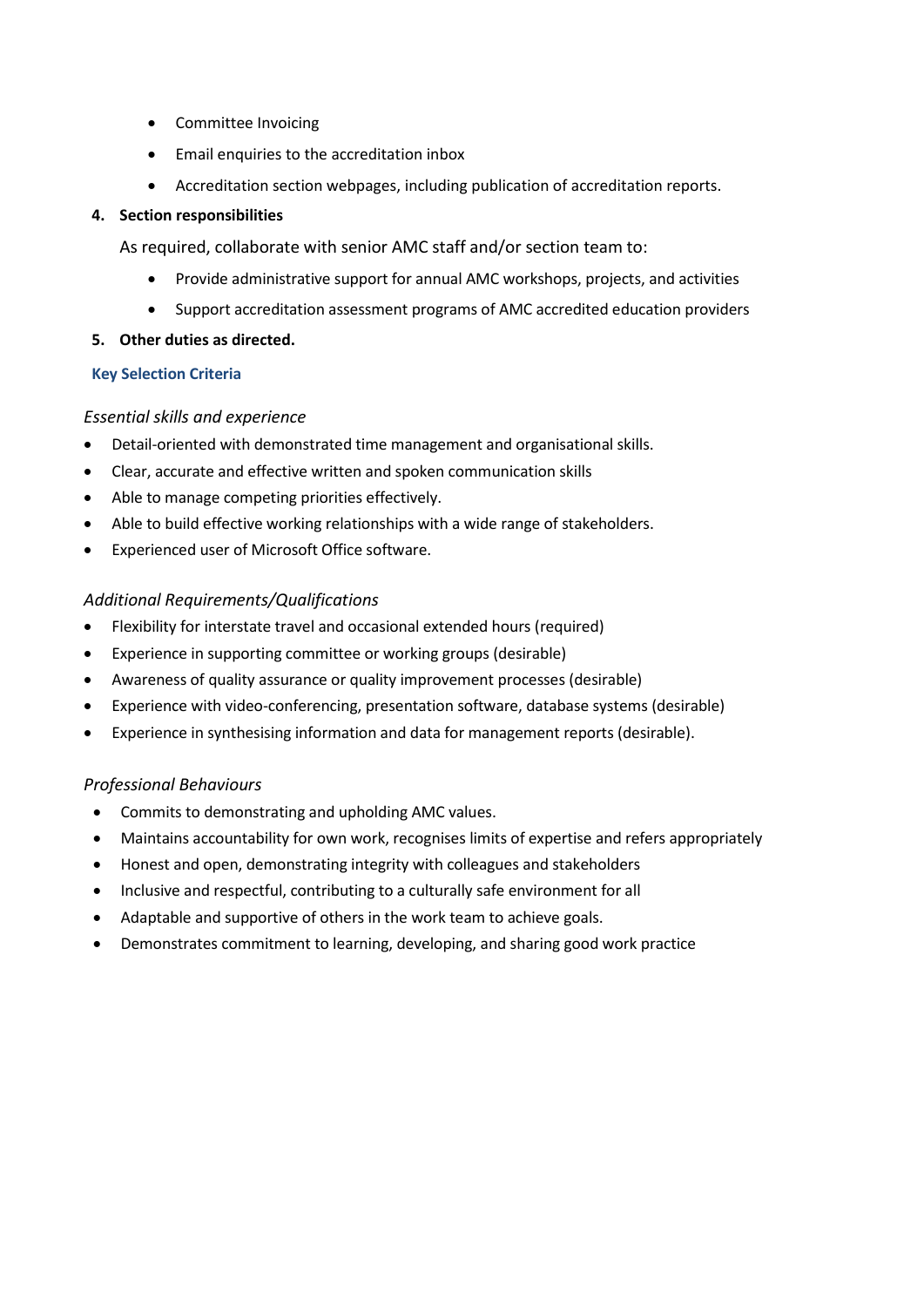- Committee Invoicing
- Email enquiries to the accreditation inbox
- Accreditation section webpages, including publication of accreditation reports.

4. **Section responsibilities**

   As required, collaborate with senior AMC staff and/or section team to:

   - Provide administrative support for annual AMC workshops, projects, and activities
   - Support accreditation assessment programs of AMC accredited education providers

5. **Other duties as directed.**

## Key Selection Criteria

### *Essential skills and experience*

- Detail-oriented with demonstrated time management and organisational skills.
- Clear, accurate and effective written and spoken communication skills
- Able to manage competing priorities effectively.
- Able to build effective working relationships with a wide range of stakeholders.
- Experienced user of Microsoft Office software.

### *Additional Requirements/Qualifications*

- Flexibility for interstate travel and occasional extended hours (required)
- Experience in supporting committee or working groups (desirable)
- Awareness of quality assurance or quality improvement processes (desirable)
- Experience with video-conferencing, presentation software, database systems (desirable)
- Experience in synthesising information and data for management reports (desirable).

### *Professional Behaviours*

- Commits to demonstrating and upholding AMC values.
- Maintains accountability for own work, recognises limits of expertise and refers appropriately
- Honest and open, demonstrating integrity with colleagues and stakeholders
- Inclusive and respectful, contributing to a culturally safe environment for all
- Adaptable and supportive of others in the work team to achieve goals.
- Demonstrates commitment to learning, developing, and sharing good work practice